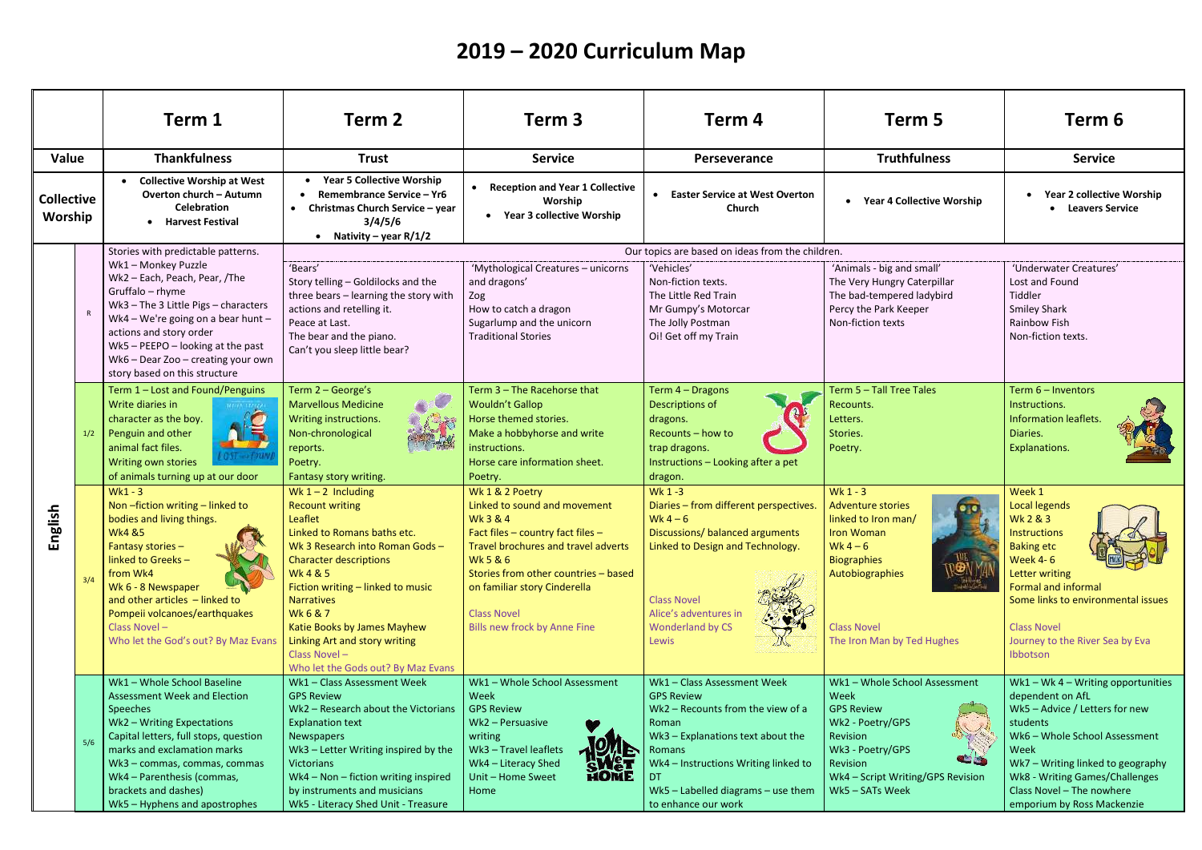# 2019 – 2020 Curriculum Map

| | | Term 1 | Term 2 | Term 3 | Term 4 | Term 5 | Term 6 |
|---|---|---|---|---|---|---|---|
| **Value** | | **Thankfulness** | **Trust** | **Service** | **Perseverance** | **Truthfulness** | **Service** |
| **Collective Worship** | | • **Collective Worship at West Overton church – Autumn Celebration**<br>• **Harvest Festival** | • **Year 5 Collective Worship**<br>• **Remembrance Service – Yr6**<br>• **Christmas Church Service – year 3/4/5/6**<br>• **Nativity – year R/1/2** | • **Reception and Year 1 Collective Worship**<br>• **Year 3 collective Worship** | • **Easter Service at West Overton Church** | • **Year 4 Collective Worship** | • **Year 2 collective Worship**<br>• **Leavers Service** |
| **English** | R | Stories with predictable patterns.<br>Wk1 – Monkey Puzzle<br>Wk2 – Each, Peach, Pear, /The Gruffalo – rhyme<br>Wk3 – The 3 Little Pigs – characters<br>Wk4 – We're going on a bear hunt – actions and story order<br>Wk5 – PEEPO – looking at the past<br>Wk6 – Dear Zoo – creating your own story based on this structure | Our topics are based on ideas from the children.<br>'Bears'<br>Story telling – Goldilocks and the three bears – learning the story with actions and retelling it.<br>Peace at Last.<br>The bear and the piano.<br>Can't you sleep little bear? | 'Mythological Creatures – unicorns and dragons'<br>Zog<br>How to catch a dragon<br>Sugarlump and the unicorn<br>Traditional Stories | 'Vehicles'<br>Non-fiction texts.<br>The Little Red Train<br>Mr Gumpy's Motorcar<br>The Jolly Postman<br>Oi! Get off my Train | 'Animals - big and small'<br>The Very Hungry Caterpillar<br>The bad-tempered ladybird<br>Percy the Park Keeper<br>Non-fiction texts | 'Underwater Creatures'<br>Lost and Found<br>Tiddler<br>Smiley Shark<br>Rainbow Fish<br>Non-fiction texts. |
| | 1/2 | Term 1 – Lost and Found/Penguins<br>Write diaries in character as the boy.<br>Penguin and other animal fact files.<br>Writing own stories of animals turning up at our door | Term 2 – George's Marvellous Medicine<br>Writing instructions.<br>Non-chronological reports.<br>Poetry.<br>Fantasy story writing. | Term 3 – The Racehorse that Wouldn't Gallop<br>Horse themed stories.<br>Make a hobbyhorse and write instructions.<br>Horse care information sheet.<br>Poetry. | Term 4 – Dragons<br>Descriptions of dragons.<br>Recounts – how to trap dragons.<br>Instructions – Looking after a pet dragon. | Term 5 – Tall Tree Tales<br>Recounts.<br>Letters.<br>Stories.<br>Poetry. | Term 6 – Inventors<br>Instructions.<br>Information leaflets.<br>Diaries.<br>Explanations. |
| | 3/4 | Wk1 - 3<br>Non –fiction writing – linked to bodies and living things.<br>Wk4 &5<br>Fantasy stories – linked to Greeks – from Wk4<br>Wk 6 - 8 Newspaper and other articles – linked to Pompeii volcanoes/earthquakes<br>Class Novel –<br>Who let the God's out? By Maz Evans | Wk 1 – 2 Including Recount writing<br>Leaflet<br>Linked to Romans baths etc.<br>Wk 3 Research into Roman Gods – Character descriptions<br>Wk 4 & 5<br>Fiction writing – linked to music<br>Narratives<br>Wk 6 & 7<br>Katie Books by James Mayhew<br>Linking Art and story writing<br>Class Novel –<br>Who let the Gods out? By Maz Evans | Wk 1 & 2 Poetry<br>Linked to sound and movement<br>Wk 3 & 4<br>Fact files – country fact files – Travel brochures and travel adverts<br>Wk 5 & 6<br>Stories from other countries – based on familiar story Cinderella<br>Class Novel<br>Bills new frock by Anne Fine | Wk 1 -3<br>Diaries – from different perspectives.<br>Wk 4 – 6<br>Discussions/ balanced arguments<br>Linked to Design and Technology.<br>Class Novel<br>Alice's adventures in Wonderland by CS Lewis | Wk 1 - 3<br>Adventure stories linked to Iron man/ Iron Woman<br>Wk 4 – 6<br>Biographies<br>Autobiographies<br>Class Novel<br>The Iron Man by Ted Hughes | Week 1<br>Local legends<br>Wk 2 & 3<br>Instructions<br>Baking etc<br>Week 4- 6<br>Letter writing<br>Formal and informal<br>Some links to environmental issues<br>Class Novel<br>Journey to the River Sea by Eva Ibbotson |
| | 5/6 | Wk1 – Whole School Baseline Assessment Week and Election Speeches<br>Wk2 – Writing Expectations<br>Capital letters, full stops, question marks and exclamation marks<br>Wk3 – commas, commas, commas<br>Wk4 – Parenthesis (commas, brackets and dashes)<br>Wk5 – Hyphens and apostrophes | Wk1 – Class Assessment Week<br>GPS Review<br>Wk2 – Research about the Victorians<br>Explanation text<br>Newspapers<br>Wk3 – Letter Writing inspired by the Victorians<br>Wk4 – Non – fiction writing inspired by instruments and musicians<br>Wk5 - Literacy Shed Unit - Treasure | Wk1 – Whole School Assessment Week<br>GPS Review<br>Wk2 – Persuasive writing<br>Wk3 – Travel leaflets<br>Wk4 – Literacy Shed Unit – Home Sweet Home | Wk1 – Class Assessment Week<br>GPS Review<br>Wk2 – Recounts from the view of a Roman<br>Wk3 – Explanations text about the Romans<br>Wk4 – Instructions Writing linked to DT<br>Wk5 – Labelled diagrams – use them to enhance our work | Wk1 – Whole School Assessment Week<br>GPS Review<br>Wk2 - Poetry/GPS Revision<br>Wk3 - Poetry/GPS Revision<br>Wk4 – Script Writing/GPS Revision<br>Wk5 – SATs Week | Wk1 – Wk 4 – Writing opportunities dependent on AfL<br>Wk5 – Advice / Letters for new students<br>Wk6 – Whole School Assessment Week<br>Wk7 – Writing linked to geography<br>Wk8 - Writing Games/Challenges<br>Class Novel – The nowhere emporium by Ross Mackenzie |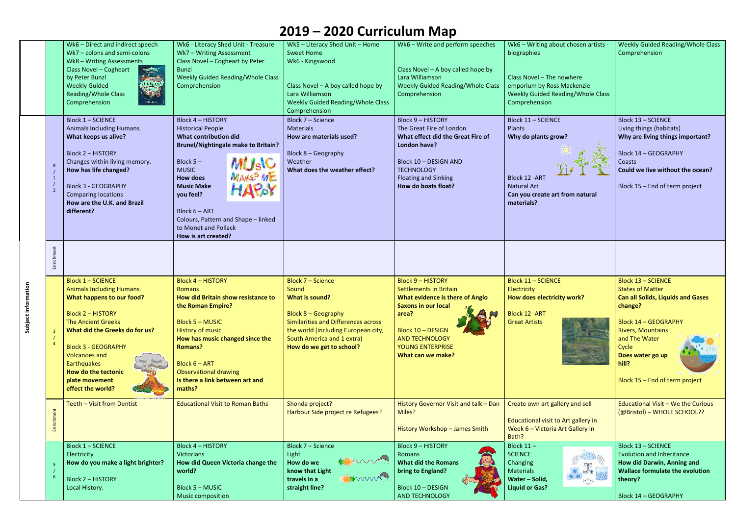# 2019 – 2020 Curriculum Map

| | | | | | | | |
|---|---|---|---|---|---|---|---|
| | | Wk6 – Direct and indirect speech<br>Wk7 – colons and semi-colons<br>Wk8 – Writing Assessments<br>Class Novel – Cogheart by Peter Bunzl<br>Weekly Guided Reading/Whole Class Comprehension | Wk6 - Literacy Shed Unit - Treasure<br>Wk7 – Writing Assessment<br>Class Novel – Cogheart by Peter Bunzl<br>Weekly Guided Reading/Whole Class Comprehension | Wk5 – Literacy Shed Unit – Home Sweet Home<br>Wk6 - Kingswood<br><br>Class Novel – A boy called hope by Lara Williamson<br>Weekly Guided Reading/Whole Class Comprehension | Wk6 – Write and perform speeches<br><br>Class Novel – A boy called hope by Lara Williamson<br>Weekly Guided Reading/Whole Class Comprehension | Wk6 – Writing about chosen artists - biographies<br><br>Class Novel – The nowhere emporium by Ross Mackenzie<br>Weekly Guided Reading/Whole Class Comprehension | Weekly Guided Reading/Whole Class Comprehension |
| Subject information | R / 1 / 2 | Block 1 – SCIENCE<br>Animals Including Humans.<br>**What keeps us alive?**<br><br>Block 2 – HISTORY<br>Changes within living memory.<br>**How has life changed?**<br><br>Block 3 - GEOGRAPHY<br>Comparing locations<br>**How are the U.K. and Brazil different?** | Block 4 – HISTORY<br>Historical People<br>**What contribution did Brunel/Nightingale make to Britain?**<br><br>Block 5 – MUSIC<br>**How does Music Make you feel?**<br><br>Block 6 – ART<br>Colours, Pattern and Shape – linked to Monet and Pollack<br>**How is art created?** | Block 7 – Science<br>Materials<br>**How are materials used?**<br><br>Block 8 – Geography<br>Weather<br>**What does the weather effect?** | Block 9 – HISTORY<br>The Great Fire of London<br>**What effect did the Great Fire of London have?**<br><br>Block 10 – DESIGN AND TECHNOLOGY<br>Floating and Sinking<br>**How do boats float?** | Block 11 – SCIENCE<br>Plants<br>**Why do plants grow?**<br><br>Block 12 -ART<br>Natural Art<br>**Can you create art from natural materials?** | Block 13 – SCIENCE<br>Living things (habitats)<br>**Why are living things important?**<br><br>Block 14 – GEOGRAPHY<br>Coasts<br>**Could we live without the ocean?**<br><br>Block 15 – End of term project |
| | Enrichment | | | | | | |
| | 3 / 4 | Block 1 – SCIENCE<br>Animals Including Humans.<br>**What happens to our food?**<br><br>Block 2 – HISTORY<br>The Ancient Greeks<br>**What did the Greeks do for us?**<br><br>Block 3 - GEOGRAPHY<br>Volcanoes and Earthquakes<br>**How do the tectonic plate movement effect the world?** | Block 4 – HISTORY<br>Romans<br>**How did Britain show resistance to the Roman Empire?**<br><br>Block 5 – MUSIC<br>History of music<br>**How has music changed since the Romans?**<br><br>Block 6 – ART<br>Observational drawing<br>**Is there a link between art and maths?** | Block 7 – Science<br>Sound<br>**What is sound?**<br><br>Block 8 – Geography<br>Similarities and Differences across the world (including European city, South America and 1 extra)<br>**How do we get to school?** | Block 9 – HISTORY<br>Settlements in Britain<br>**What evidence is there of Anglo Saxons in our local area?**<br><br>Block 10 – DESIGN AND TECHNOLOGY<br>YOUNG ENTERPRISE<br>**What can we make?** | Block 11 – SCIENCE<br>Electricity<br>**How does electricity work?**<br><br>Block 12 -ART<br>Great Artists | Block 13 – SCIENCE<br>States of Matter<br>**Can all Solids, Liquids and Gases change?**<br><br>Block 14 – GEOGRAPHY<br>Rivers, Mountains and The Water Cycle<br>**Does water go up hill?**<br><br>Block 15 – End of term project |
| | Enrichment | Teeth – Visit from Dentist | Educational Visit to Roman Baths | Shonda project?<br>Harbour Side project re Refugees? | History Governor Visit and talk – Dan Miles?<br><br>History Workshop – James Smith | Create own art gallery and sell<br><br>Educational visit to Art gallery in Week 6 – Victoria Art Gallery in Bath? | Educational Visit – We the Curious (@Bristol) – WHOLE SCHOOL?? |
| | 5 / 6 | Block 1 – SCIENCE<br>Electricity<br>**How do you make a light brighter?**<br><br>Block 2 – HISTORY<br>Local History. | Block 4 – HISTORY<br>Victorians<br>**How did Queen Victoria change the world?**<br><br>Block 5 – MUSIC<br>Music composition | Block 7 – Science<br>Light<br>**How do we know that Light travels in a straight line?** | Block 9 – HISTORY<br>Romans<br>**What did the Romans bring to England?**<br><br>Block 10 – DESIGN AND TECHNOLOGY | Block 11 – SCIENCE<br>Changing Materials<br>**Water – Solid, Liquid or Gas?** | Block 13 – SCIENCE<br>Evolution and Inheritance<br>**How did Darwin, Anning and Wallace formulate the evolution theory?**<br><br>Block 14 – GEOGRAPHY |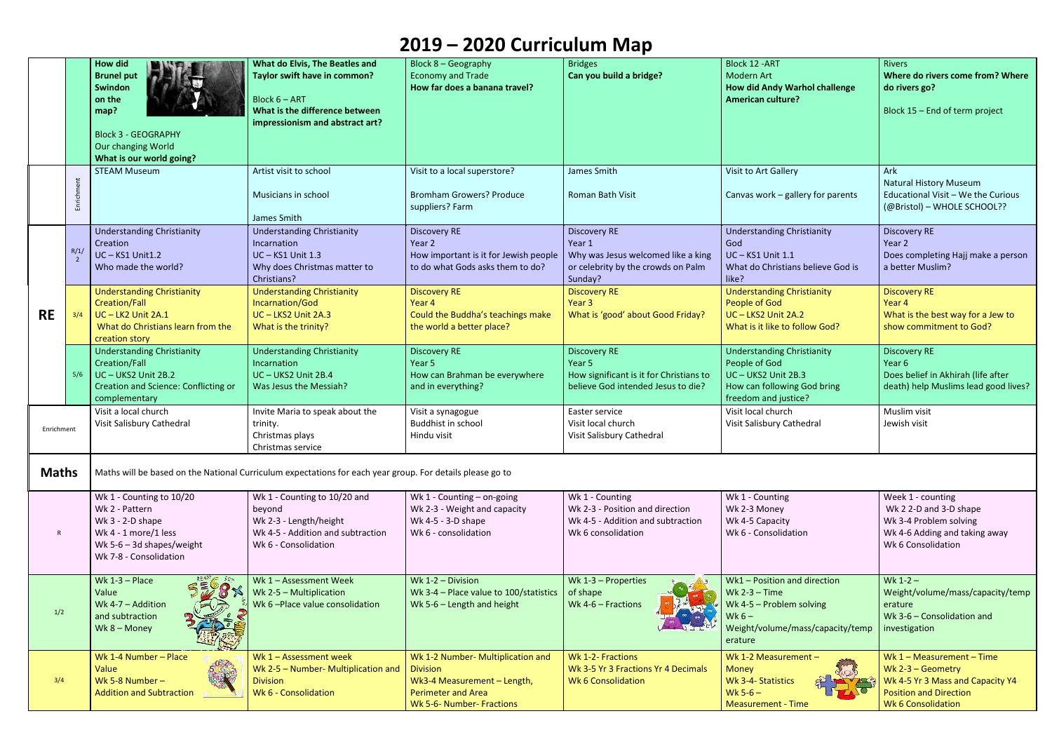# 2019 – 2020 Curriculum Map

| | | | | | | | |
|---|---|---|---|---|---|---|---|
| | | **How did Brunel put Swindon on the map?**<br><br>Block 3 - GEOGRAPHY<br>Our changing World<br>**What is our world going?** | **What do Elvis, The Beatles and Taylor swift have in common?**<br><br>Block 6 – ART<br>**What is the difference between impressionism and abstract art?** | Block 8 – Geography<br>Economy and Trade<br>**How far does a banana travel?** | Bridges<br>**Can you build a bridge?** | Block 12 -ART<br>Modern Art<br>**How did Andy Warhol challenge American culture?** | Rivers<br>**Where do rivers come from? Where do rivers go?**<br><br>Block 15 – End of term project |
| | Enrichment | STEAM Museum | Artist visit to school<br><br>Musicians in school<br><br>James Smith | Visit to a local superstore?<br><br>Bromham Growers? Produce suppliers? Farm | James Smith<br><br>Roman Bath Visit | Visit to Art Gallery<br><br>Canvas work – gallery for parents | Ark<br>Natural History Museum<br>Educational Visit – We the Curious (@Bristol) – WHOLE SCHOOL?? |
| **RE** | R/1/2 | Understanding Christianity<br>Creation<br>UC – KS1 Unit1.2<br>Who made the world? | Understanding Christianity<br>Incarnation<br>UC – KS1 Unit 1.3<br>Why does Christmas matter to Christians? | Discovery RE<br>Year 2<br>How important is it for Jewish people to do what Gods asks them to do? | Discovery RE<br>Year 1<br>Why was Jesus welcomed like a king or celebrity by the crowds on Palm Sunday? | Understanding Christianity<br>God<br>UC – KS1 Unit 1.1<br>What do Christians believe God is like? | Discovery RE<br>Year 2<br>Does completing Hajj make a person a better Muslim? |
| | 3/4 | Understanding Christianity<br>Creation/Fall<br>UC – LK2 Unit 2A.1<br>What do Christians learn from the creation story | Understanding Christianity<br>Incarnation/God<br>UC – LKS2 Unit 2A.3<br>What is the trinity? | Discovery RE<br>Year 4<br>Could the Buddha's teachings make the world a better place? | Discovery RE<br>Year 3<br>What is 'good' about Good Friday? | Understanding Christianity<br>People of God<br>UC – LKS2 Unit 2A.2<br>What is it like to follow God? | Discovery RE<br>Year 4<br>What is the best way for a Jew to show commitment to God? |
| | 5/6 | Understanding Christianity<br>Creation/Fall<br>UC – UKS2 Unit 2B.2<br>Creation and Science: Conflicting or complementary | Understanding Christianity<br>Incarnation<br>UC – UKS2 Unit 2B.4<br>Was Jesus the Messiah? | Discovery RE<br>Year 5<br>How can Brahman be everywhere and in everything? | Discovery RE<br>Year 5<br>How significant is it for Christians to believe God intended Jesus to die? | Understanding Christianity<br>People of God<br>UC – UKS2 Unit 2B.3<br>How can following God bring freedom and justice? | Discovery RE<br>Year 6<br>Does belief in Akhirah (life after death) help Muslims lead good lives? |
| Enrichment | | Visit a local church<br>Visit Salisbury Cathedral | Invite Maria to speak about the trinity.<br>Christmas plays<br>Christmas service | Visit a synagogue<br>Buddhist in school<br>Hindu visit | Easter service<br>Visit local church<br>Visit Salisbury Cathedral | Visit local church<br>Visit Salisbury Cathedral | Muslim visit<br>Jewish visit |
| **Maths** | | Maths will be based on the National Curriculum expectations for each year group. For details please go to | | | | | |
| R | | Wk 1 - Counting to 10/20<br>Wk 2 - Pattern<br>Wk 3 - 2-D shape<br>Wk 4 - 1 more/1 less<br>Wk 5-6 – 3d shapes/weight<br>Wk 7-8 - Consolidation | Wk 1 - Counting to 10/20 and beyond<br>Wk 2-3 - Length/height<br>Wk 4-5 - Addition and subtraction<br>Wk 6 - Consolidation | Wk 1 - Counting – on-going<br>Wk 2-3 - Weight and capacity<br>Wk 4-5 - 3-D shape<br>Wk 6 - consolidation | Wk 1 - Counting<br>Wk 2-3 - Position and direction<br>Wk 4-5 - Addition and subtraction<br>Wk 6 consolidation | Wk 1 - Counting<br>Wk 2-3 Money<br>Wk 4-5 Capacity<br>Wk 6 - Consolidation | Week 1 - counting<br>Wk 2 2-D and 3-D shape<br>Wk 3-4 Problem solving<br>Wk 4-6 Adding and taking away<br>Wk 6 Consolidation |
| 1/2 | | Wk 1-3 – Place Value<br>Wk 4-7 – Addition and subtraction<br>Wk 8 – Money | Wk 1 – Assessment Week<br>Wk 2-5 – Multiplication<br>Wk 6 –Place value consolidation | Wk 1-2 – Division<br>Wk 3-4 – Place value to 100/statistics<br>Wk 5-6 – Length and height | Wk 1-3 – Properties of shape<br>Wk 4-6 – Fractions | Wk1 – Position and direction<br>Wk 2-3 – Time<br>Wk 4-5 – Problem solving<br>Wk 6 – Weight/volume/mass/capacity/temperature | Wk 1-2 – Weight/volume/mass/capacity/temperature<br>Wk 3-6 – Consolidation and investigation |
| 3/4 | | Wk 1-4 Number – Place Value<br>Wk 5-8 Number – Addition and Subtraction | Wk 1 – Assessment week<br>Wk 2-5 – Number- Multiplication and Division<br>Wk 6 - Consolidation | Wk 1-2 Number- Multiplication and Division<br>Wk3-4 Measurement – Length, Perimeter and Area<br>Wk 5-6- Number- Fractions | Wk 1-2- Fractions<br>Wk 3-5 Yr 3 Fractions Yr 4 Decimals<br>Wk 6 Consolidation | Wk 1-2 Measurement – Money<br>Wk 3-4- Statistics<br>Wk 5-6 – Measurement - Time | Wk 1 – Measurement – Time<br>Wk 2-3 – Geometry<br>Wk 4-5 Yr 3 Mass and Capacity Y4 Position and Direction<br>Wk 6 Consolidation |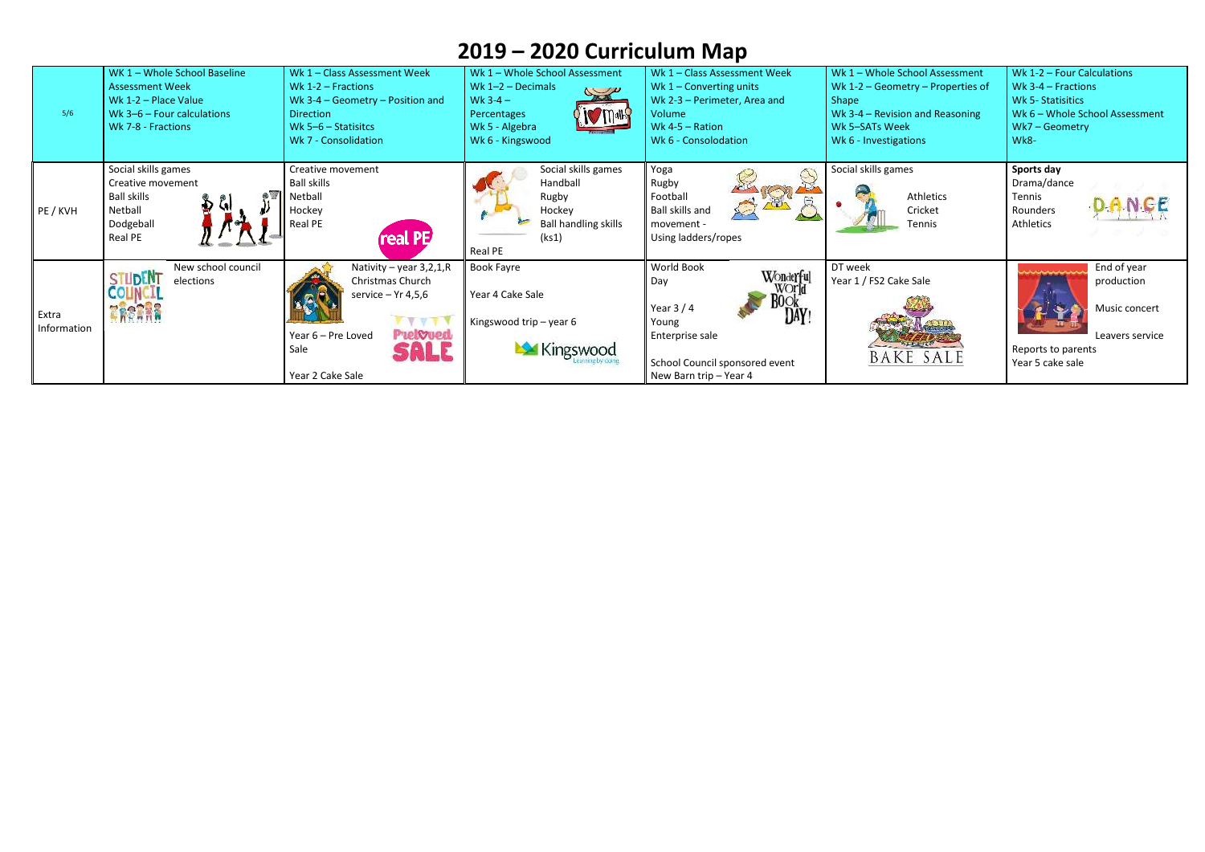# 2019 – 2020 Curriculum Map

| | | | | | | |
|---|---|---|---|---|---|---|
| 5/6 | WK 1 – Whole School Baseline Assessment Week<br>Wk 1-2 – Place Value<br>Wk 3–6 – Four calculations<br>Wk 7-8 - Fractions | Wk 1 – Class Assessment Week<br>Wk 1-2 – Fractions<br>Wk 3-4 – Geometry – Position and Direction<br>Wk 5–6 – Statisitcs<br>Wk 7 - Consolidation | Wk 1 – Whole School Assessment<br>Wk 1–2 – Decimals<br>Wk 3-4 –<br>Percentages<br>Wk 5 - Algebra<br>Wk 6 - Kingswood | Wk 1 – Class Assessment Week<br>Wk 1 – Converting units<br>Wk 2-3 – Perimeter, Area and Volume<br>Wk 4-5 – Ration<br>Wk 6 - Consolodation | Wk 1 – Whole School Assessment<br>Wk 1-2 – Geometry – Properties of Shape<br>Wk 3-4 – Revision and Reasoning<br>Wk 5–SATs Week<br>Wk 6 - Investigations | Wk 1-2 – Four Calculations<br>Wk 3-4 – Fractions<br>Wk 5- Statisitics<br>Wk 6 – Whole School Assessment<br>Wk7 – Geometry<br>Wk8- |
| PE / KVH | Social skills games<br>Creative movement<br>Ball skills<br>Netball<br>Dodgeball<br>Real PE | Creative movement<br>Ball skills<br>Netball<br>Hockey<br>Real PE | Social skills games<br>Handball<br>Rugby<br>Hockey<br>Ball handling skills (ks1)<br>Real PE | Yoga<br>Rugby<br>Football<br>Ball skills and movement -<br>Using ladders/ropes | Social skills games<br>Athletics<br>Cricket<br>Tennis | **Sports day**<br>Drama/dance<br>Tennis<br>Rounders<br>Athletics |
| Extra Information | New school council elections | Nativity – year 3,2,1,R<br>Christmas Church service – Yr 4,5,6<br>Year 6 – Pre Loved Sale<br>Year 2 Cake Sale | Book Fayre<br>Year 4 Cake Sale<br>Kingswood trip – year 6 | World Book Day<br>Year 3 / 4 Young Enterprise sale<br>School Council sponsored event<br>New Barn trip – Year 4 | DT week<br>Year 1 / FS2 Cake Sale | End of year production<br>Music concert<br>Leavers service<br>Reports to parents<br>Year 5 cake sale |